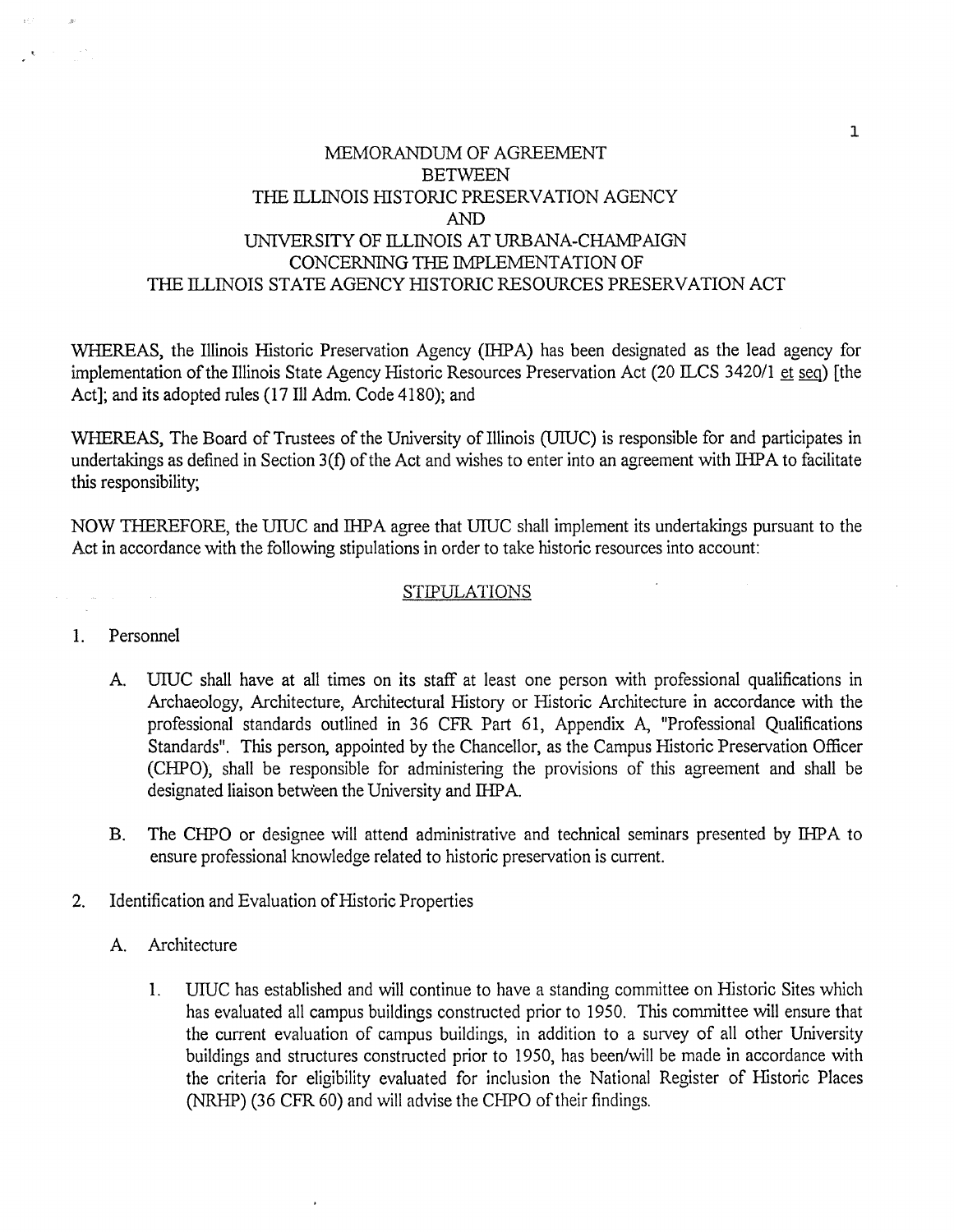# MEMORANDUM OF AGREEMENT
# BETWEEN
# THE ILLINOIS HISTORIC PRESERVATION AGENCY
# AND
# UNIVERSITY OF ILLINOIS AT URBANA-CHAMPAIGN
# CONCERNING THE IMPLEMENTATION OF
# THE ILLINOIS STATE AGENCY HISTORIC RESOURCES PRESERVATION ACT

WHEREAS, the Illinois Historic Preservation Agency (IHPA) has been designated as the lead agency for implementation of the Illinois State Agency Historic Resources Preservation Act (20 ILCS 3420/1 et seq) [the Act]; and its adopted rules (17 Ill Adm. Code 4180); and

WHEREAS, The Board of Trustees of the University of Illinois (UIUC) is responsible for and participates in undertakings as defined in Section 3(f) of the Act and wishes to enter into an agreement with IHPA to facilitate this responsibility;

NOW THEREFORE, the UIUC and IHPA agree that UIUC shall implement its undertakings pursuant to the Act in accordance with the following stipulations in order to take historic resources into account:

## STIPULATIONS

1. Personnel

   A. UIUC shall have at all times on its staff at least one person with professional qualifications in Archaeology, Architecture, Architectural History or Historic Architecture in accordance with the professional standards outlined in 36 CFR Part 61, Appendix A, "Professional Qualifications Standards". This person, appointed by the Chancellor, as the Campus Historic Preservation Officer (CHPO), shall be responsible for administering the provisions of this agreement and shall be designated liaison between the University and IHPA.

   B. The CHPO or designee will attend administrative and technical seminars presented by IHPA to ensure professional knowledge related to historic preservation is current.

2. Identification and Evaluation of Historic Properties

   A. Architecture

      1. UIUC has established and will continue to have a standing committee on Historic Sites which has evaluated all campus buildings constructed prior to 1950. This committee will ensure that the current evaluation of campus buildings, in addition to a survey of all other University buildings and structures constructed prior to 1950, has been/will be made in accordance with the criteria for eligibility evaluated for inclusion the National Register of Historic Places (NRHP) (36 CFR 60) and will advise the CHPO of their findings.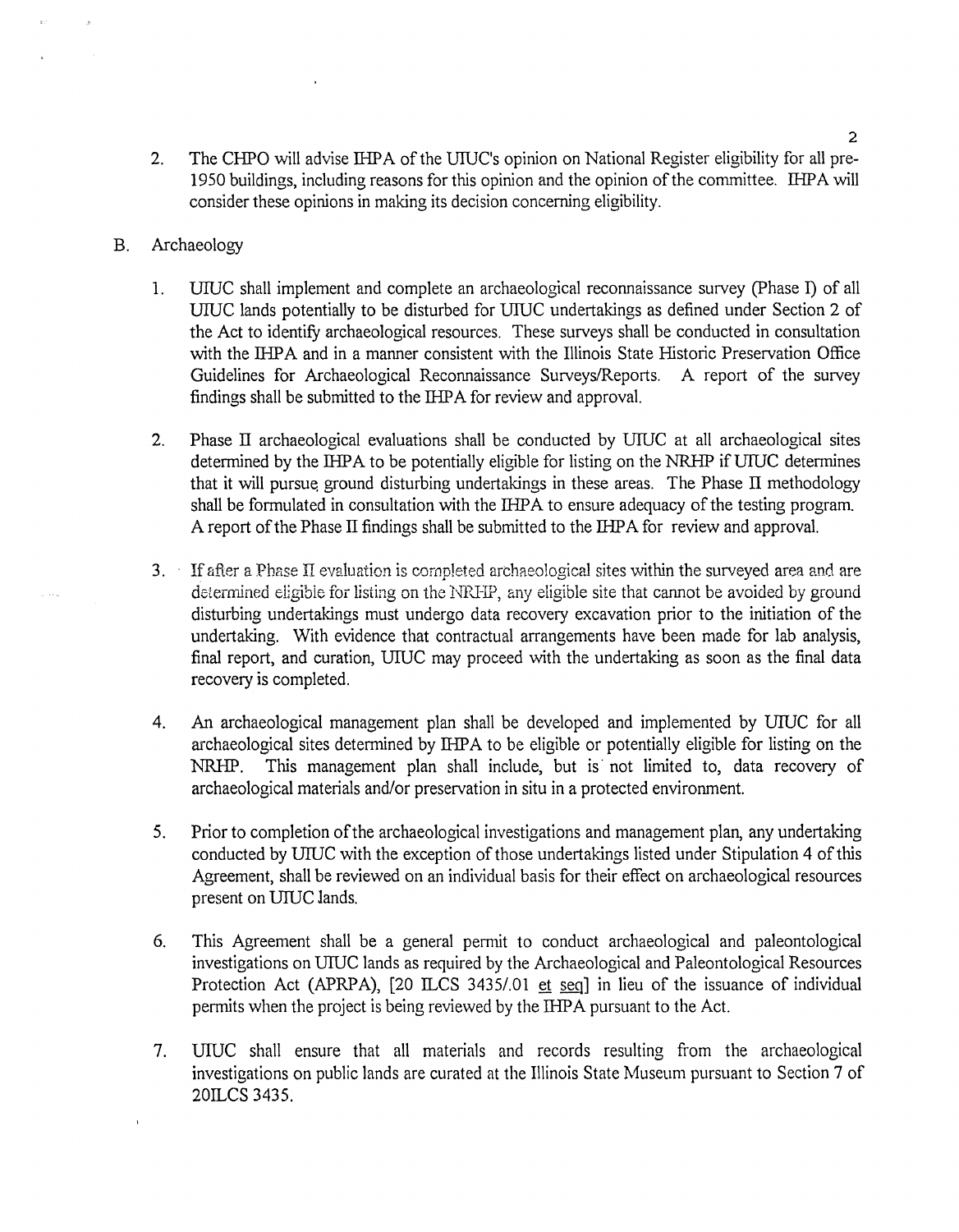2. The CHPO will advise IHPA of the UIUC's opinion on National Register eligibility for all pre-1950 buildings, including reasons for this opinion and the opinion of the committee. IHPA will consider these opinions in making its decision concerning eligibility.

B. Archaeology

1. UIUC shall implement and complete an archaeological reconnaissance survey (Phase I) of all UIUC lands potentially to be disturbed for UIUC undertakings as defined under Section 2 of the Act to identify archaeological resources. These surveys shall be conducted in consultation with the IHPA and in a manner consistent with the Illinois State Historic Preservation Office Guidelines for Archaeological Reconnaissance Surveys/Reports. A report of the survey findings shall be submitted to the IHPA for review and approval.

2. Phase II archaeological evaluations shall be conducted by UIUC at all archaeological sites determined by the IHPA to be potentially eligible for listing on the NRHP if UIUC determines that it will pursue ground disturbing undertakings in these areas. The Phase II methodology shall be formulated in consultation with the IHPA to ensure adequacy of the testing program. A report of the Phase II findings shall be submitted to the IHPA for review and approval.

3. If after a Phase II evaluation is completed archaeological sites within the surveyed area and are determined eligible for listing on the NRHP, any eligible site that cannot be avoided by ground disturbing undertakings must undergo data recovery excavation prior to the initiation of the undertaking. With evidence that contractual arrangements have been made for lab analysis, final report, and curation, UIUC may proceed with the undertaking as soon as the final data recovery is completed.

4. An archaeological management plan shall be developed and implemented by UIUC for all archaeological sites determined by IHPA to be eligible or potentially eligible for listing on the NRHP. This management plan shall include, but is not limited to, data recovery of archaeological materials and/or preservation in situ in a protected environment.

5. Prior to completion of the archaeological investigations and management plan, any undertaking conducted by UIUC with the exception of those undertakings listed under Stipulation 4 of this Agreement, shall be reviewed on an individual basis for their effect on archaeological resources present on UIUC lands.

6. This Agreement shall be a general permit to conduct archaeological and paleontological investigations on UIUC lands as required by the Archaeological and Paleontological Resources Protection Act (APRPA), [20 ILCS 3435/.01 et seq] in lieu of the issuance of individual permits when the project is being reviewed by the IHPA pursuant to the Act.

7. UIUC shall ensure that all materials and records resulting from the archaeological investigations on public lands are curated at the Illinois State Museum pursuant to Section 7 of 20ILCS 3435.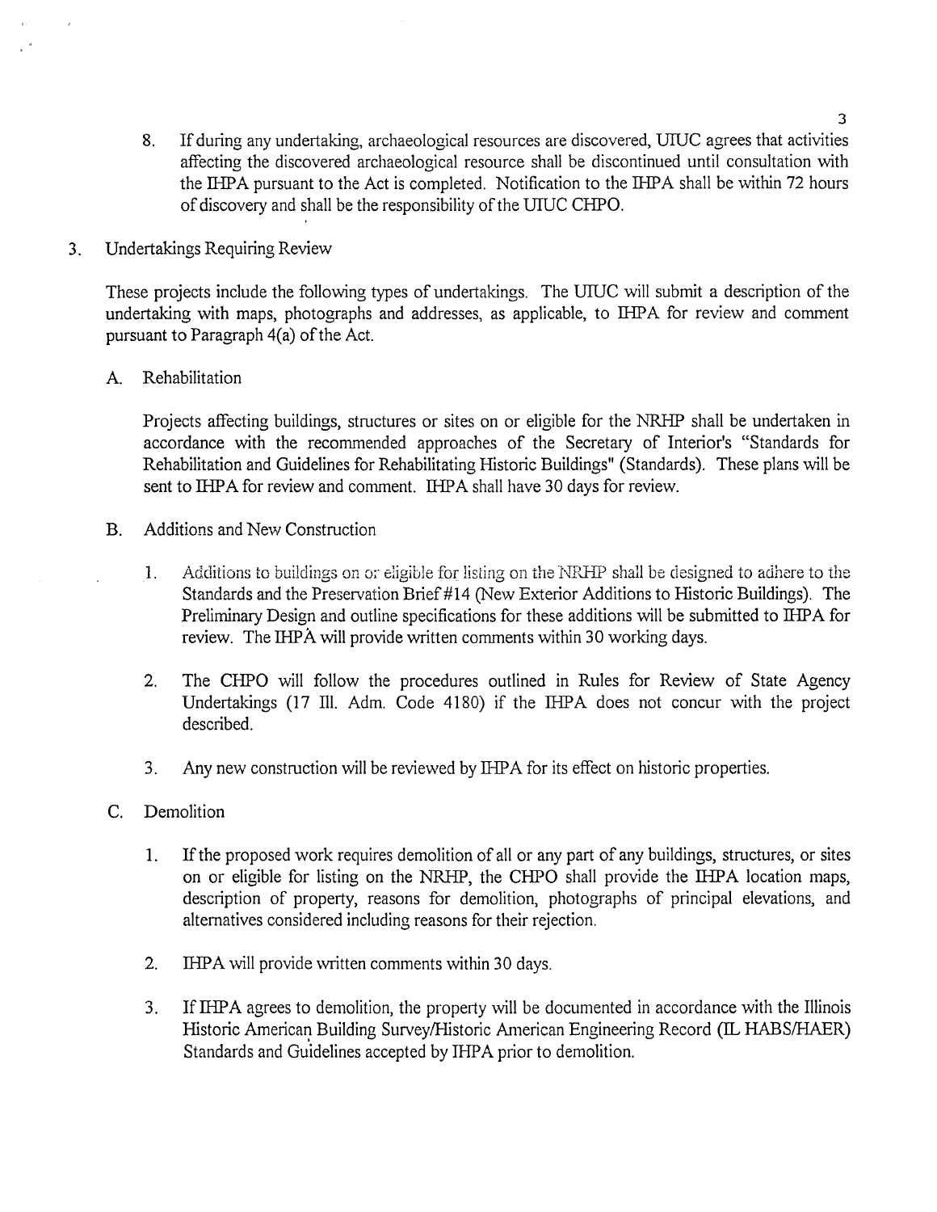8. If during any undertaking, archaeological resources are discovered, UIUC agrees that activities affecting the discovered archaeological resource shall be discontinued until consultation with the IHPA pursuant to the Act is completed. Notification to the IHPA shall be within 72 hours of discovery and shall be the responsibility of the UIUC CHPO.

3. Undertakings Requiring Review

These projects include the following types of undertakings. The UIUC will submit a description of the undertaking with maps, photographs and addresses, as applicable, to IHPA for review and comment pursuant to Paragraph 4(a) of the Act.

A. Rehabilitation

Projects affecting buildings, structures or sites on or eligible for the NRHP shall be undertaken in accordance with the recommended approaches of the Secretary of Interior's "Standards for Rehabilitation and Guidelines for Rehabilitating Historic Buildings" (Standards). These plans will be sent to IHPA for review and comment. IHPA shall have 30 days for review.

B. Additions and New Construction

1. Additions to buildings on or eligible for listing on the NRHP shall be designed to adhere to the Standards and the Preservation Brief #14 (New Exterior Additions to Historic Buildings). The Preliminary Design and outline specifications for these additions will be submitted to IHPA for review. The IHPA will provide written comments within 30 working days.

2. The CHPO will follow the procedures outlined in Rules for Review of State Agency Undertakings (17 Ill. Adm. Code 4180) if the IHPA does not concur with the project described.

3. Any new construction will be reviewed by IHPA for its effect on historic properties.

C. Demolition

1. If the proposed work requires demolition of all or any part of any buildings, structures, or sites on or eligible for listing on the NRHP, the CHPO shall provide the IHPA location maps, description of property, reasons for demolition, photographs of principal elevations, and alternatives considered including reasons for their rejection.

2. IHPA will provide written comments within 30 days.

3. If IHPA agrees to demolition, the property will be documented in accordance with the Illinois Historic American Building Survey/Historic American Engineering Record (IL HABS/HAER) Standards and Guidelines accepted by IHPA prior to demolition.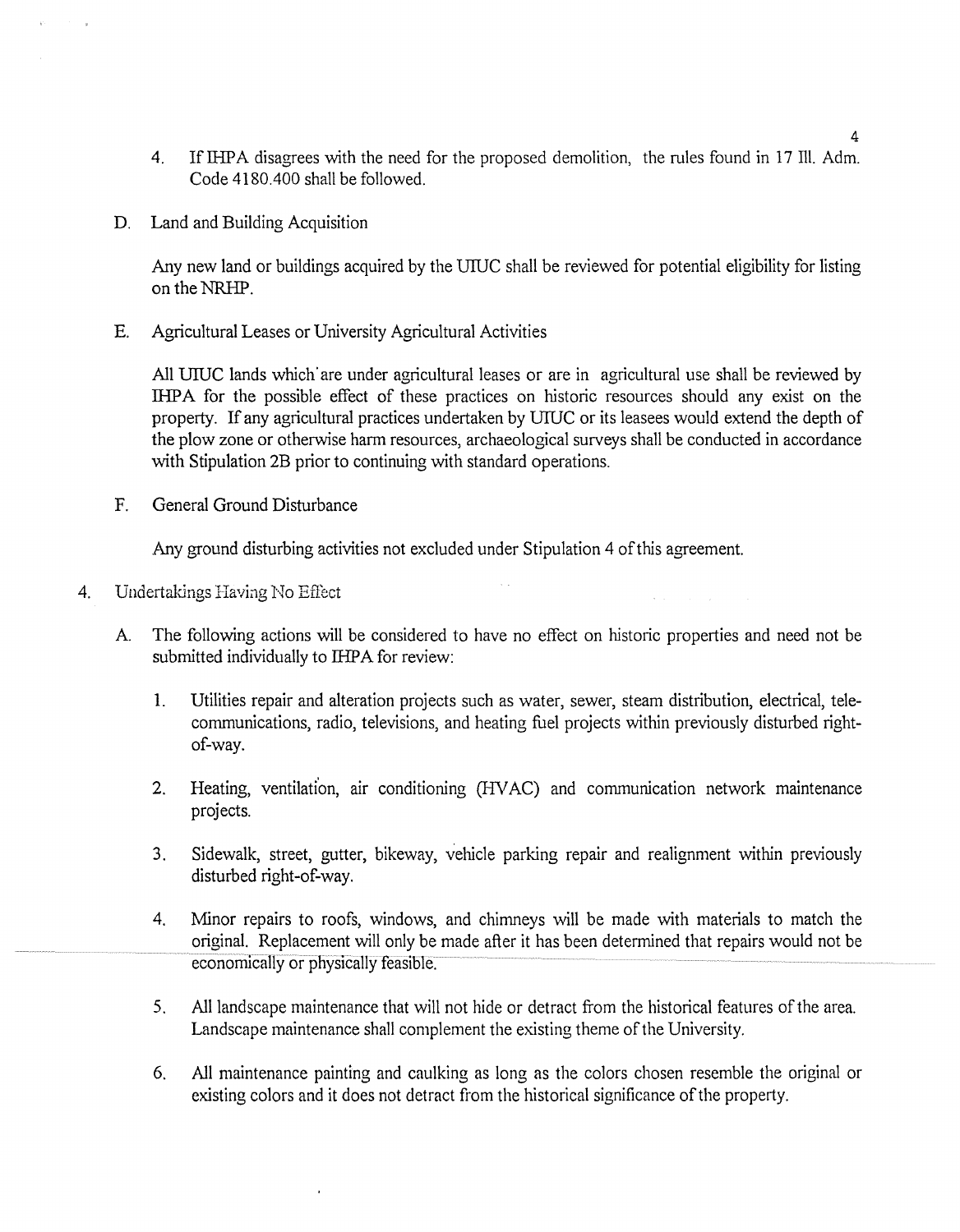4. If IHPA disagrees with the need for the proposed demolition, the rules found in 17 Ill. Adm. Code 4180.400 shall be followed.

D. Land and Building Acquisition

Any new land or buildings acquired by the UIUC shall be reviewed for potential eligibility for listing on the NRHP.

E. Agricultural Leases or University Agricultural Activities

All UIUC lands which are under agricultural leases or are in agricultural use shall be reviewed by IHPA for the possible effect of these practices on historic resources should any exist on the property. If any agricultural practices undertaken by UIUC or its leasees would extend the depth of the plow zone or otherwise harm resources, archaeological surveys shall be conducted in accordance with Stipulation 2B prior to continuing with standard operations.

F. General Ground Disturbance

Any ground disturbing activities not excluded under Stipulation 4 of this agreement.

4. Undertakings Having No Effect

A. The following actions will be considered to have no effect on historic properties and need not be submitted individually to IHPA for review:

1. Utilities repair and alteration projects such as water, sewer, steam distribution, electrical, telecommunications, radio, televisions, and heating fuel projects within previously disturbed right-of-way.

2. Heating, ventilation, air conditioning (HVAC) and communication network maintenance projects.

3. Sidewalk, street, gutter, bikeway, vehicle parking repair and realignment within previously disturbed right-of-way.

4. Minor repairs to roofs, windows, and chimneys will be made with materials to match the original. Replacement will only be made after it has been determined that repairs would not be economically or physically feasible.

5. All landscape maintenance that will not hide or detract from the historical features of the area. Landscape maintenance shall complement the existing theme of the University.

6. All maintenance painting and caulking as long as the colors chosen resemble the original or existing colors and it does not detract from the historical significance of the property.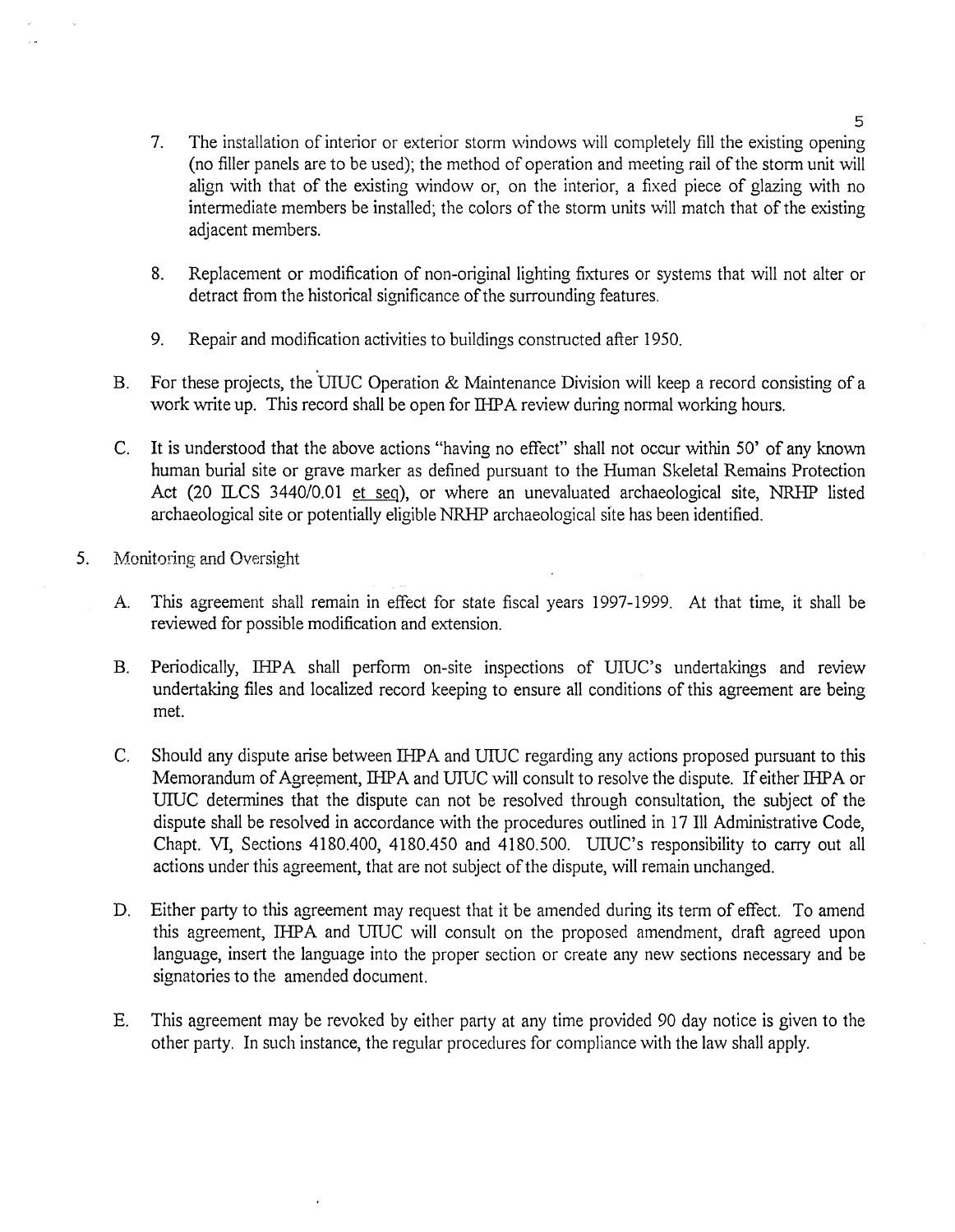7. The installation of interior or exterior storm windows will completely fill the existing opening (no filler panels are to be used); the method of operation and meeting rail of the storm unit will align with that of the existing window or, on the interior, a fixed piece of glazing with no intermediate members be installed; the colors of the storm units will match that of the existing adjacent members.

8. Replacement or modification of non-original lighting fixtures or systems that will not alter or detract from the historical significance of the surrounding features.

9. Repair and modification activities to buildings constructed after 1950.

B. For these projects, the UIUC Operation & Maintenance Division will keep a record consisting of a work write up. This record shall be open for IHPA review during normal working hours.

C. It is understood that the above actions "having no effect" shall not occur within 50' of any known human burial site or grave marker as defined pursuant to the Human Skeletal Remains Protection Act (20 ILCS 3440/0.01 et seq), or where an unevaluated archaeological site, NRHP listed archaeological site or potentially eligible NRHP archaeological site has been identified.

5. Monitoring and Oversight

A. This agreement shall remain in effect for state fiscal years 1997-1999. At that time, it shall be reviewed for possible modification and extension.

B. Periodically, IHPA shall perform on-site inspections of UIUC's undertakings and review undertaking files and localized record keeping to ensure all conditions of this agreement are being met.

C. Should any dispute arise between IHPA and UIUC regarding any actions proposed pursuant to this Memorandum of Agreement, IHPA and UIUC will consult to resolve the dispute. If either IHPA or UIUC determines that the dispute can not be resolved through consultation, the subject of the dispute shall be resolved in accordance with the procedures outlined in 17 Ill Administrative Code, Chapt. VI, Sections 4180.400, 4180.450 and 4180.500. UIUC's responsibility to carry out all actions under this agreement, that are not subject of the dispute, will remain unchanged.

D. Either party to this agreement may request that it be amended during its term of effect. To amend this agreement, IHPA and UIUC will consult on the proposed amendment, draft agreed upon language, insert the language into the proper section or create any new sections necessary and be signatories to the amended document.

E. This agreement may be revoked by either party at any time provided 90 day notice is given to the other party. In such instance, the regular procedures for compliance with the law shall apply.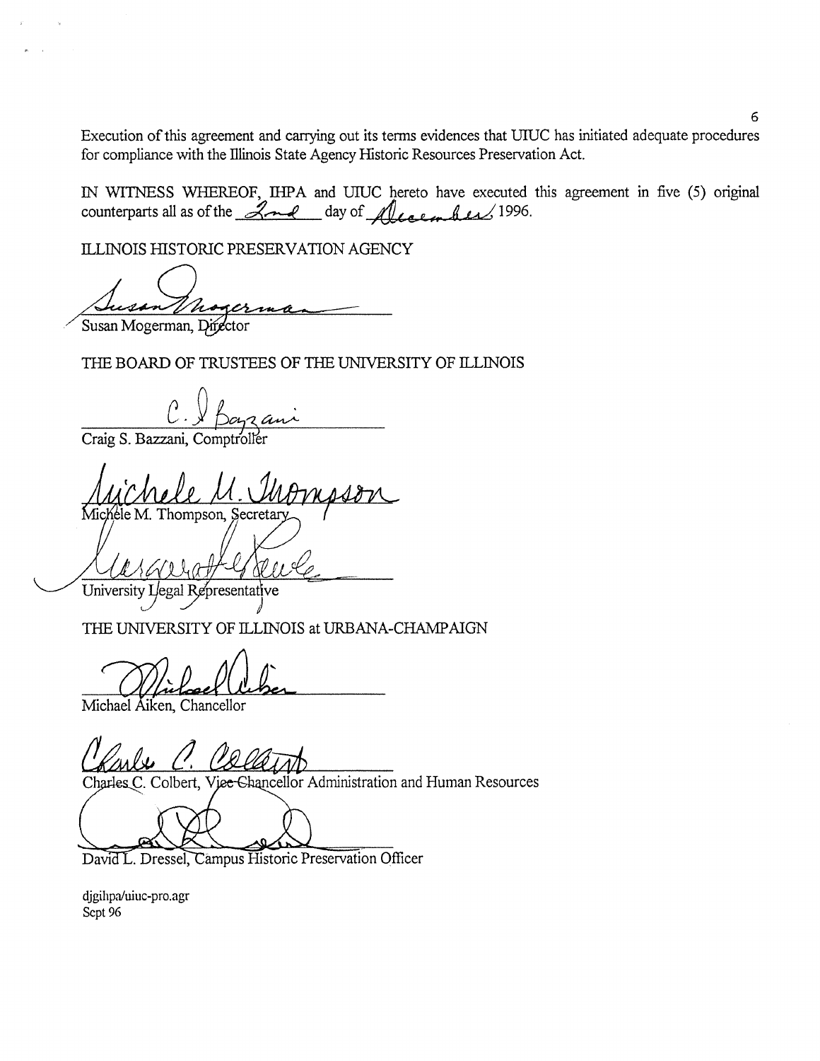Execution of this agreement and carrying out its terms evidences that UIUC has initiated adequate procedures for compliance with the Illinois State Agency Historic Resources Preservation Act.

IN WITNESS WHEREOF, IHPA and UIUC hereto have executed this agreement in five (5) original counterparts all as of the 2nd day of December 1996.

ILLINOIS HISTORIC PRESERVATION AGENCY

Susan Mogerman

Susan Mogerman, Director

THE BOARD OF TRUSTEES OF THE UNIVERSITY OF ILLINOIS

C. S. Bazzani

Craig S. Bazzani, Comptroller

Michele M. Thompson

Michele M. Thompson, Secretary

University Legal Representative

THE UNIVERSITY OF ILLINOIS at URBANA-CHAMPAIGN

Michael Aiken

Michael Aiken, Chancellor

Charles C. Colbert

Charles C. Colbert, Vice-Chancellor Administration and Human Resources

David L. Dressel, Campus Historic Preservation Officer

djgihpa/uiuc-pro.agr
Sept 96